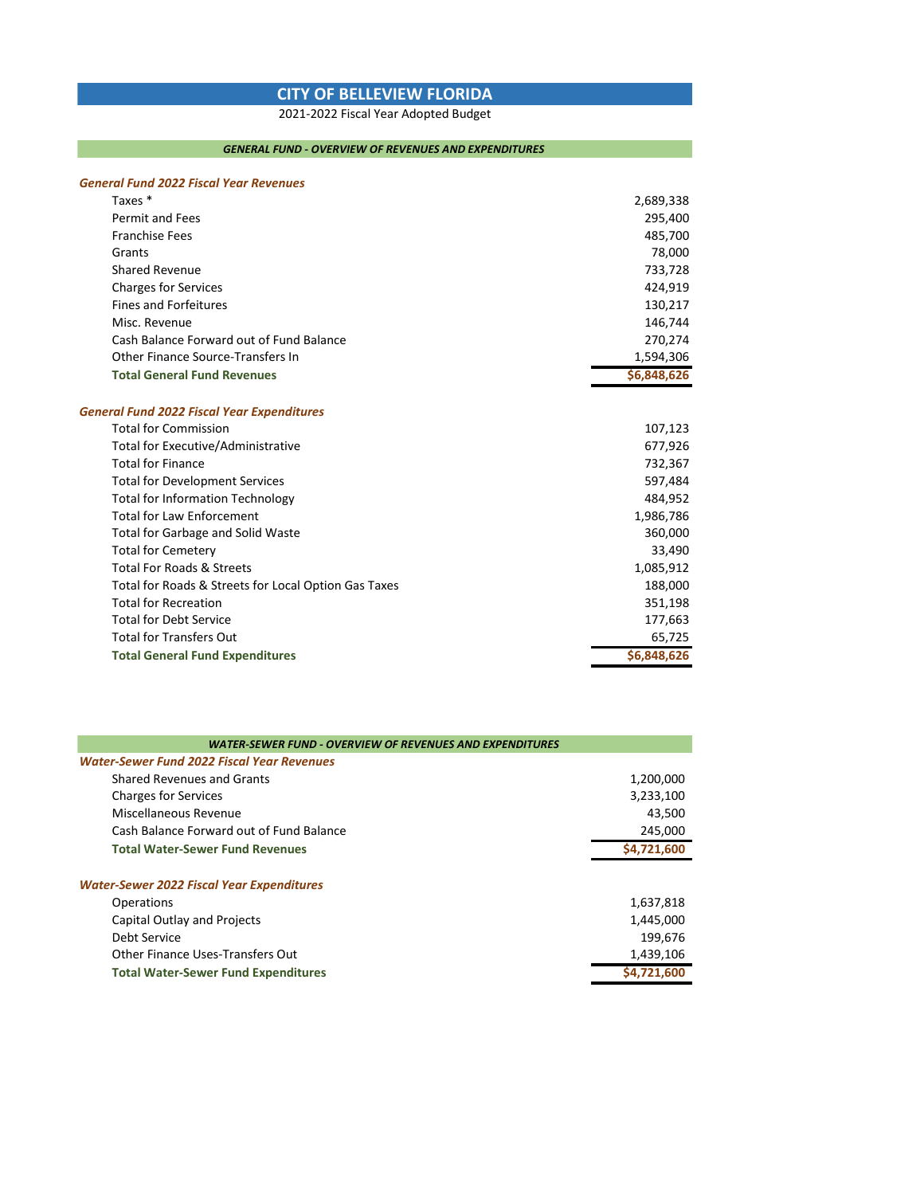# CITY OF BELLEVIEW FLORIDA

2021-2022 Fiscal Year Adopted Budget

## *GENERAL FUND - OVERVIEW OF REVENUES AND EXPENDITURES*

| ***General Fund 2022 Fiscal Year Revenues*** | |
|---|---|
| Taxes * | 2,689,338 |
| Permit and Fees | 295,400 |
| Franchise Fees | 485,700 |
| Grants | 78,000 |
| Shared Revenue | 733,728 |
| Charges for Services | 424,919 |
| Fines and Forfeitures | 130,217 |
| Misc. Revenue | 146,744 |
| Cash Balance Forward out of Fund Balance | 270,274 |
| Other Finance Source-Transfers In | 1,594,306 |
| **Total General Fund Revenues** | **$6,848,626** |

| ***General Fund 2022 Fiscal Year Expenditures*** | |
|---|---|
| Total for Commission | 107,123 |
| Total for Executive/Administrative | 677,926 |
| Total for Finance | 732,367 |
| Total for Development Services | 597,484 |
| Total for Information Technology | 484,952 |
| Total for Law Enforcement | 1,986,786 |
| Total for Garbage and Solid Waste | 360,000 |
| Total for Cemetery | 33,490 |
| Total For Roads & Streets | 1,085,912 |
| Total for Roads & Streets for Local Option Gas Taxes | 188,000 |
| Total for Recreation | 351,198 |
| Total for Debt Service | 177,663 |
| Total for Transfers Out | 65,725 |
| **Total General Fund Expenditures** | **$6,848,626** |

## *WATER-SEWER FUND - OVERVIEW OF REVENUES AND EXPENDITURES*

| ***Water-Sewer Fund 2022 Fiscal Year Revenues*** | |
|---|---|
| Shared Revenues and Grants | 1,200,000 |
| Charges for Services | 3,233,100 |
| Miscellaneous Revenue | 43,500 |
| Cash Balance Forward out of Fund Balance | 245,000 |
| **Total Water-Sewer Fund Revenues** | **$4,721,600** |

| ***Water-Sewer 2022 Fiscal Year Expenditures*** | |
|---|---|
| Operations | 1,637,818 |
| Capital Outlay and Projects | 1,445,000 |
| Debt Service | 199,676 |
| Other Finance Uses-Transfers Out | 1,439,106 |
| **Total Water-Sewer Fund Expenditures** | **$4,721,600** |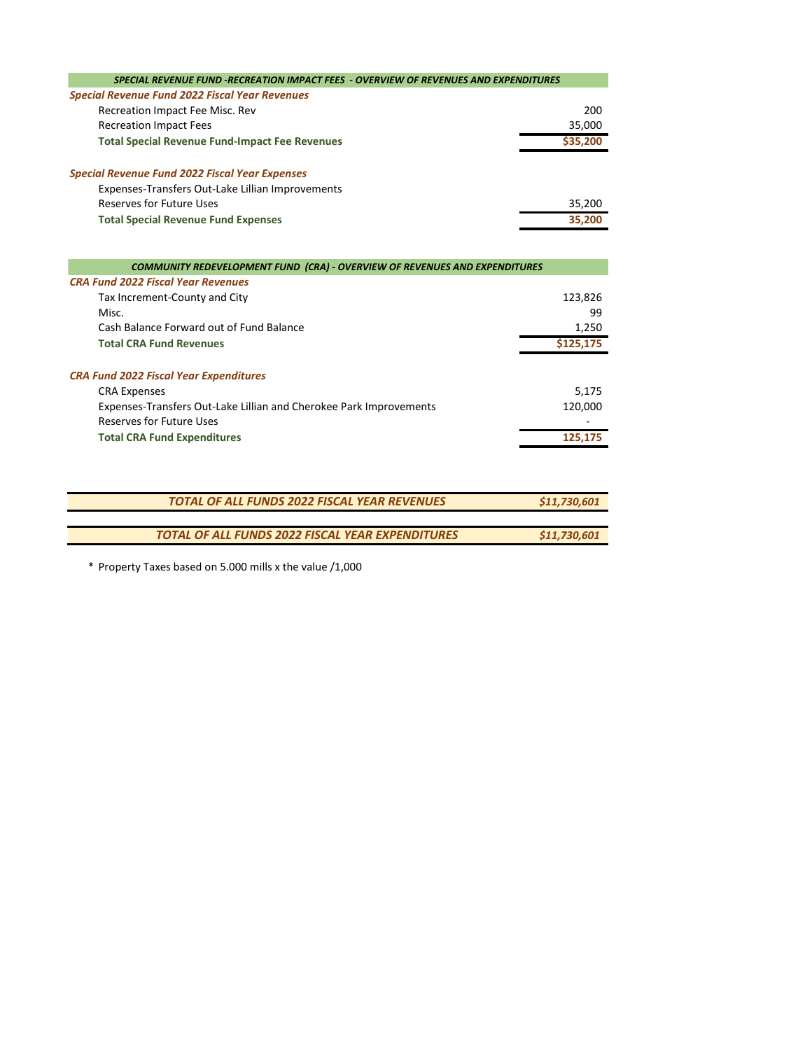| SPECIAL REVENUE FUND -RECREATION IMPACT FEES - OVERVIEW OF REVENUES AND EXPENDITURES | |
|---|---|
| ***Special Revenue Fund 2022 Fiscal Year Revenues*** | |
| Recreation Impact Fee Misc. Rev | 200 |
| Recreation Impact Fees | 35,000 |
| **Total Special Revenue Fund-Impact Fee Revenues** | **$35,200** |
| | |
| ***Special Revenue Fund 2022 Fiscal Year Expenses*** | |
| Expenses-Transfers Out-Lake Lillian Improvements | |
| Reserves for Future Uses | 35,200 |
| **Total Special Revenue Fund Expenses** | **35,200** |

| COMMUNITY REDEVELOPMENT FUND (CRA) - OVERVIEW OF REVENUES AND EXPENDITURES | |
|---|---|
| ***CRA Fund 2022 Fiscal Year Revenues*** | |
| Tax Increment-County and City | 123,826 |
| Misc. | 99 |
| Cash Balance Forward out of Fund Balance | 1,250 |
| **Total CRA Fund Revenues** | **$125,175** |
| | |
| ***CRA Fund 2022 Fiscal Year Expenditures*** | |
| CRA Expenses | 5,175 |
| Expenses-Transfers Out-Lake Lillian and Cherokee Park Improvements | 120,000 |
| Reserves for Future Uses | - |
| **Total CRA Fund Expenditures** | **125,175** |

| | |
|---|---|
| ***TOTAL OF ALL FUNDS 2022 FISCAL YEAR REVENUES*** | ***$11,730,601*** |
| ***TOTAL OF ALL FUNDS 2022 FISCAL YEAR EXPENDITURES*** | ***$11,730,601*** |

\* Property Taxes based on 5.000 mills x the value /1,000